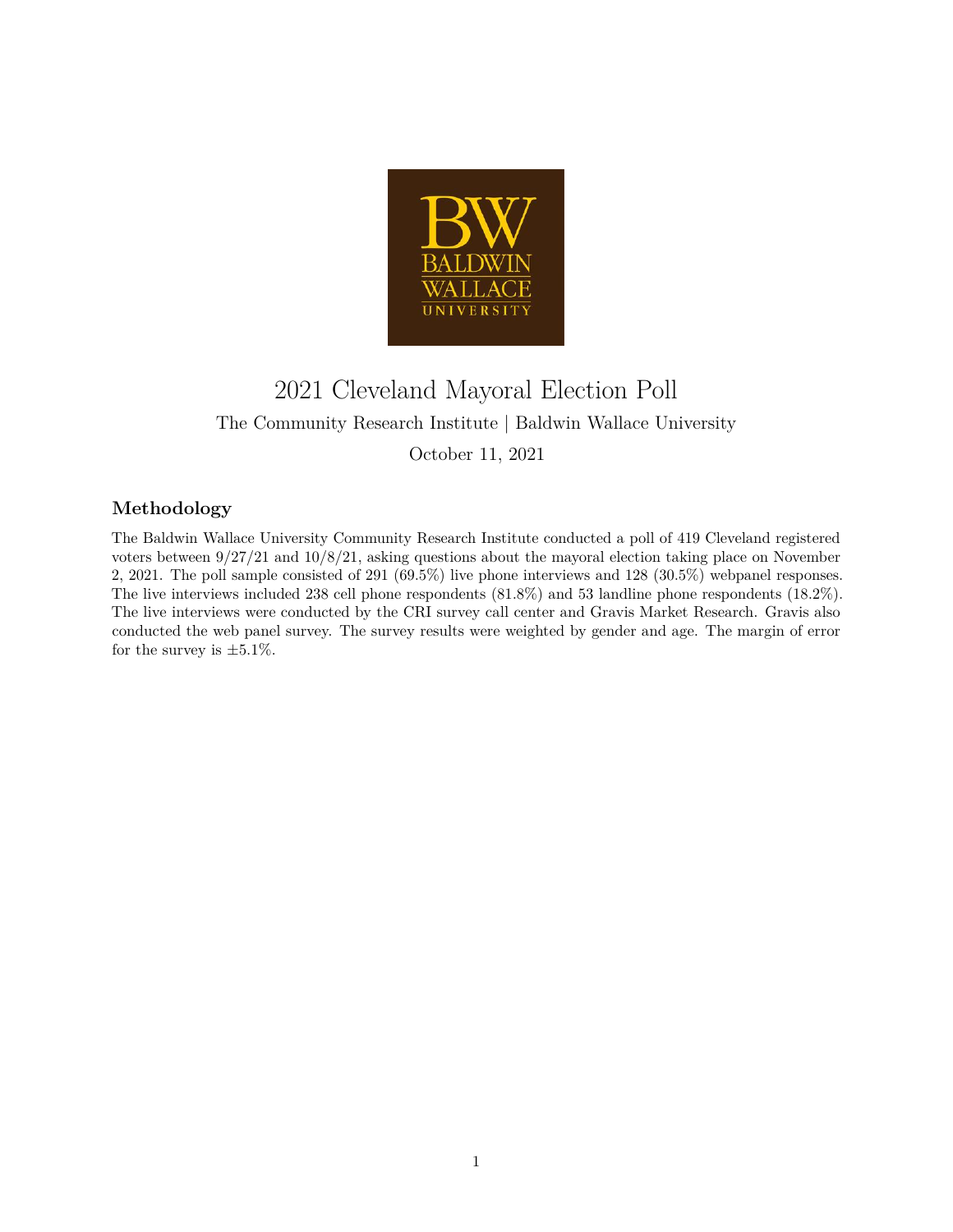# 2021 Cleveland Mayoral Election Poll

The Community Research Institute | Baldwin Wallace University

October 11, 2021

## Methodology

The Baldwin Wallace University Community Research Institute conducted a poll of 419 Cleveland registered voters between 9/27/21 and 10/8/21, asking questions about the mayoral election taking place on November 2, 2021. The poll sample consisted of 291 (69.5%) live phone interviews and 128 (30.5%) webpanel responses. The live interviews included 238 cell phone respondents (81.8%) and 53 landline phone respondents (18.2%). The live interviews were conducted by the CRI survey call center and Gravis Market Research. Gravis also conducted the web panel survey. The survey results were weighted by gender and age. The margin of error for the survey is ±5.1%.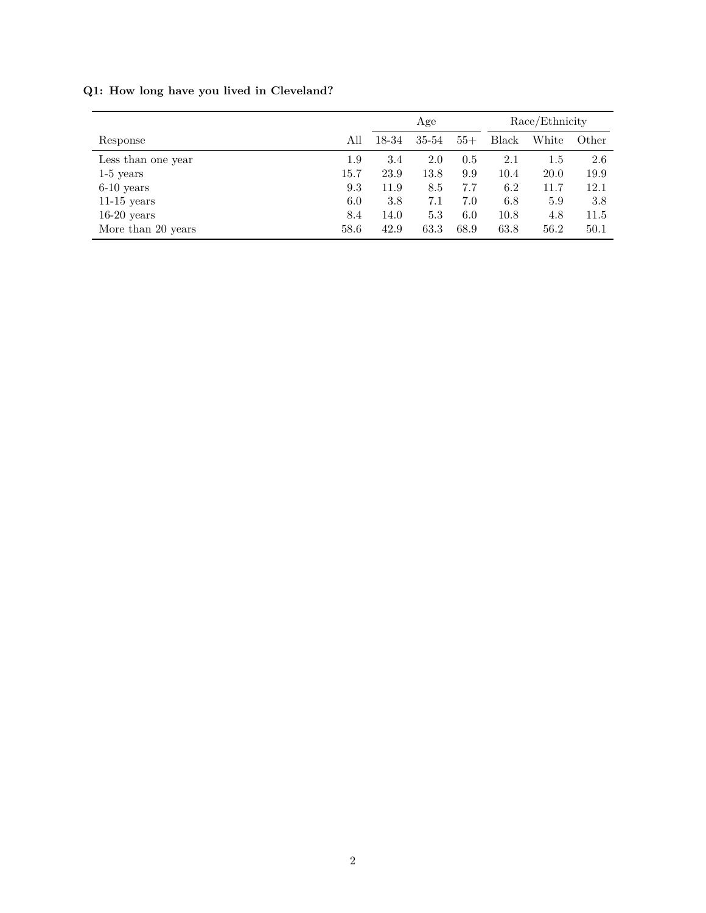**Q1: How long have you lived in Cleveland?**

| | | Age | | | Race/Ethnicity | | |
|---|---|---|---|---|---|---|---|
| Response | All | 18-34 | 35-54 | 55+ | Black | White | Other |
| Less than one year | 1.9 | 3.4 | 2.0 | 0.5 | 2.1 | 1.5 | 2.6 |
| 1-5 years | 15.7 | 23.9 | 13.8 | 9.9 | 10.4 | 20.0 | 19.9 |
| 6-10 years | 9.3 | 11.9 | 8.5 | 7.7 | 6.2 | 11.7 | 12.1 |
| 11-15 years | 6.0 | 3.8 | 7.1 | 7.0 | 6.8 | 5.9 | 3.8 |
| 16-20 years | 8.4 | 14.0 | 5.3 | 6.0 | 10.8 | 4.8 | 11.5 |
| More than 20 years | 58.6 | 42.9 | 63.3 | 68.9 | 63.8 | 56.2 | 50.1 |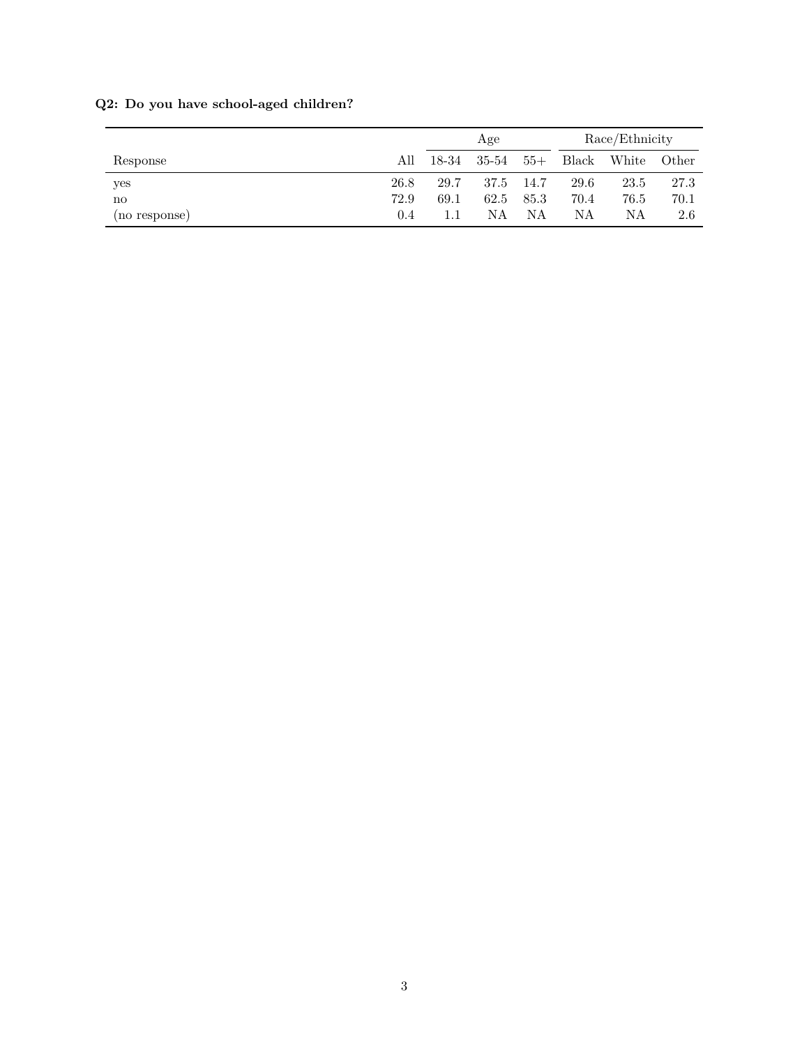**Q2: Do you have school-aged children?**

| | | Age | | | Race/Ethnicity | | |
|---|---|---|---|---|---|---|---|
| Response | All | 18-34 | 35-54 | 55+ | Black | White | Other |
| yes | 26.8 | 29.7 | 37.5 | 14.7 | 29.6 | 23.5 | 27.3 |
| no | 72.9 | 69.1 | 62.5 | 85.3 | 70.4 | 76.5 | 70.1 |
| (no response) | 0.4 | 1.1 | NA | NA | NA | NA | 2.6 |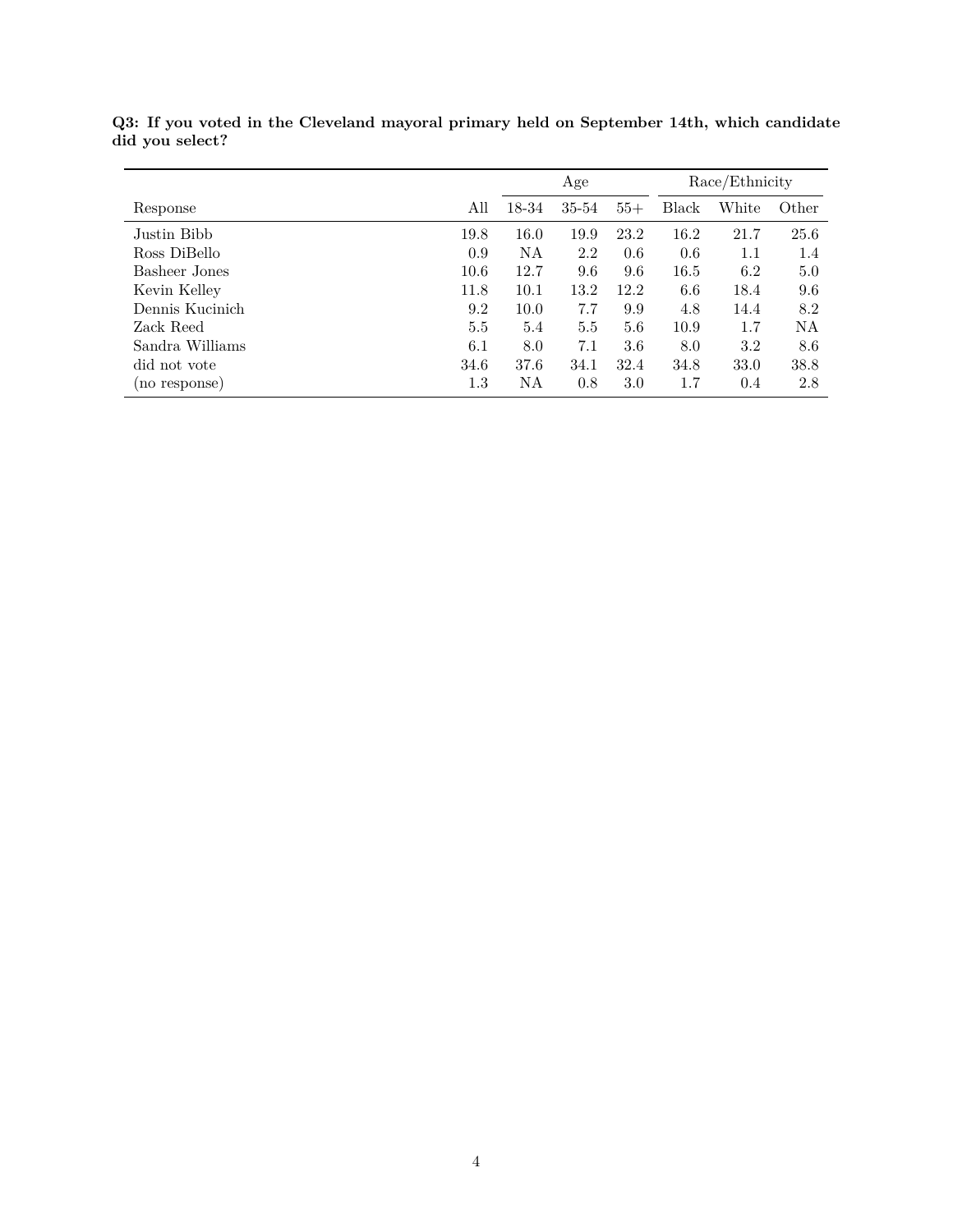**Q3: If you voted in the Cleveland mayoral primary held on September 14th, which candidate did you select?**

| | | Age | | | Race/Ethnicity | | |
|---|---|---|---|---|---|---|---|
| Response | All | 18-34 | 35-54 | 55+ | Black | White | Other |
| Justin Bibb | 19.8 | 16.0 | 19.9 | 23.2 | 16.2 | 21.7 | 25.6 |
| Ross DiBello | 0.9 | NA | 2.2 | 0.6 | 0.6 | 1.1 | 1.4 |
| Basheer Jones | 10.6 | 12.7 | 9.6 | 9.6 | 16.5 | 6.2 | 5.0 |
| Kevin Kelley | 11.8 | 10.1 | 13.2 | 12.2 | 6.6 | 18.4 | 9.6 |
| Dennis Kucinich | 9.2 | 10.0 | 7.7 | 9.9 | 4.8 | 14.4 | 8.2 |
| Zack Reed | 5.5 | 5.4 | 5.5 | 5.6 | 10.9 | 1.7 | NA |
| Sandra Williams | 6.1 | 8.0 | 7.1 | 3.6 | 8.0 | 3.2 | 8.6 |
| did not vote | 34.6 | 37.6 | 34.1 | 32.4 | 34.8 | 33.0 | 38.8 |
| (no response) | 1.3 | NA | 0.8 | 3.0 | 1.7 | 0.4 | 2.8 |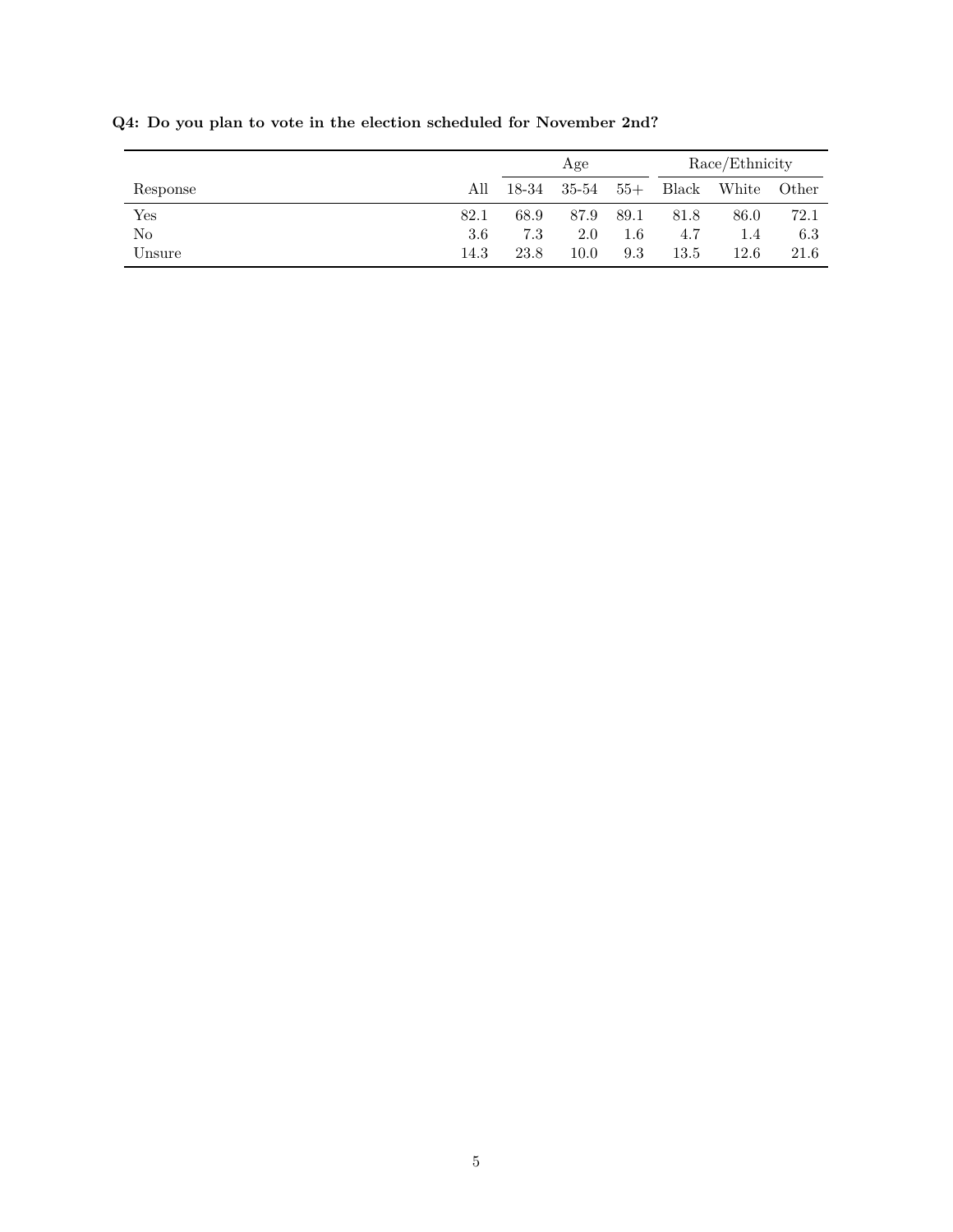**Q4: Do you plan to vote in the election scheduled for November 2nd?**

| | | Age | | | Race/Ethnicity | | |
|---|---|---|---|---|---|---|---|
| Response | All | 18-34 | 35-54 | 55+ | Black | White | Other |
| Yes | 82.1 | 68.9 | 87.9 | 89.1 | 81.8 | 86.0 | 72.1 |
| No | 3.6 | 7.3 | 2.0 | 1.6 | 4.7 | 1.4 | 6.3 |
| Unsure | 14.3 | 23.8 | 10.0 | 9.3 | 13.5 | 12.6 | 21.6 |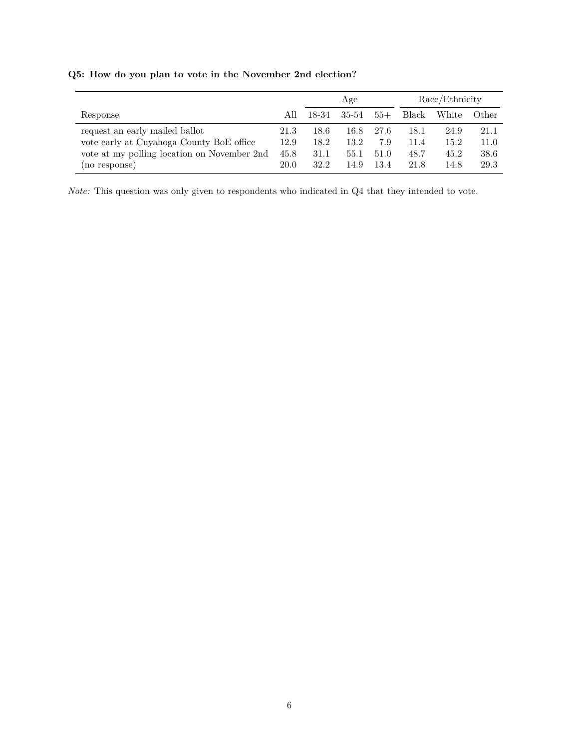**Q5: How do you plan to vote in the November 2nd election?**

| | | Age | | | Race/Ethnicity | | |
|---|---|---|---|---|---|---|---|
| Response | All | 18-34 | 35-54 | 55+ | Black | White | Other |
| request an early mailed ballot | 21.3 | 18.6 | 16.8 | 27.6 | 18.1 | 24.9 | 21.1 |
| vote early at Cuyahoga County BoE office | 12.9 | 18.2 | 13.2 | 7.9 | 11.4 | 15.2 | 11.0 |
| vote at my polling location on November 2nd | 45.8 | 31.1 | 55.1 | 51.0 | 48.7 | 45.2 | 38.6 |
| (no response) | 20.0 | 32.2 | 14.9 | 13.4 | 21.8 | 14.8 | 29.3 |

*Note:* This question was only given to respondents who indicated in Q4 that they intended to vote.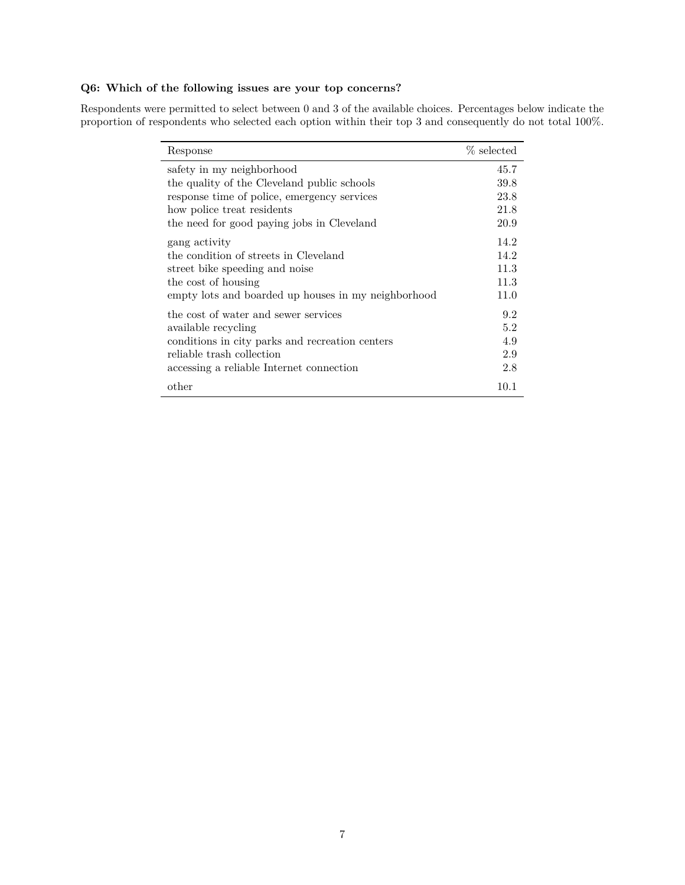**Q6: Which of the following issues are your top concerns?**

Respondents were permitted to select between 0 and 3 of the available choices. Percentages below indicate the proportion of respondents who selected each option within their top 3 and consequently do not total 100%.

| Response | % selected |
|---|---|
| safety in my neighborhood | 45.7 |
| the quality of the Cleveland public schools | 39.8 |
| response time of police, emergency services | 23.8 |
| how police treat residents | 21.8 |
| the need for good paying jobs in Cleveland | 20.9 |
| gang activity | 14.2 |
| the condition of streets in Cleveland | 14.2 |
| street bike speeding and noise | 11.3 |
| the cost of housing | 11.3 |
| empty lots and boarded up houses in my neighborhood | 11.0 |
| the cost of water and sewer services | 9.2 |
| available recycling | 5.2 |
| conditions in city parks and recreation centers | 4.9 |
| reliable trash collection | 2.9 |
| accessing a reliable Internet connection | 2.8 |
| other | 10.1 |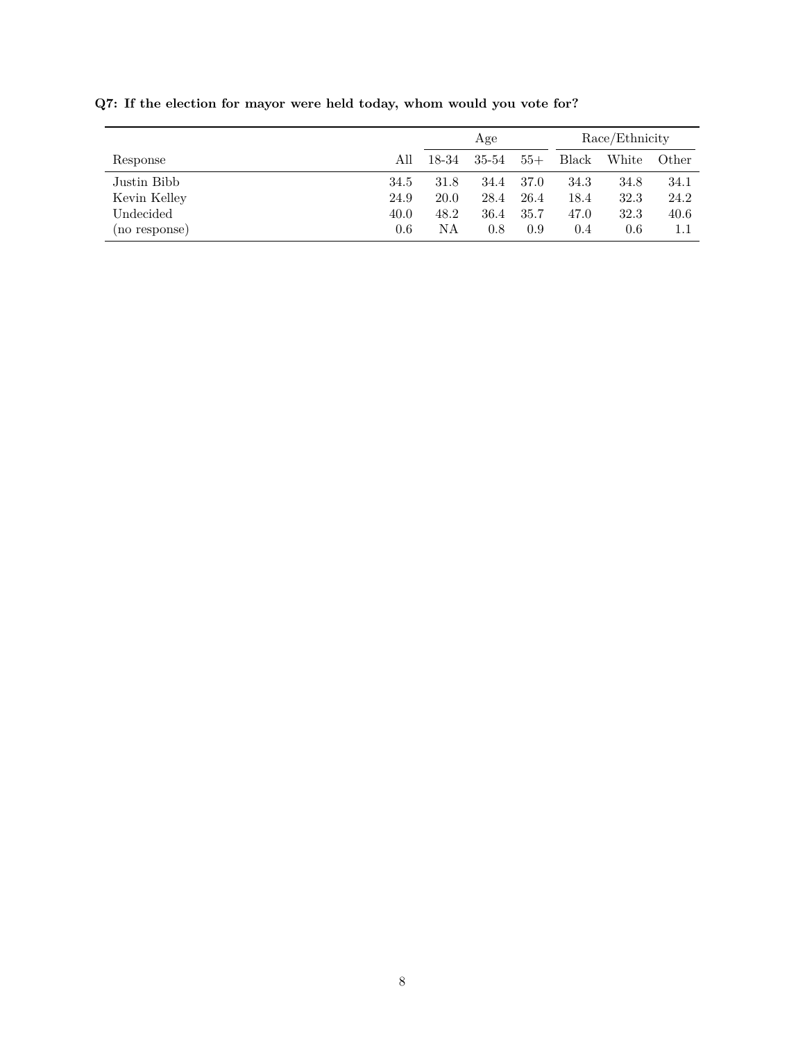**Q7: If the election for mayor were held today, whom would you vote for?**

| | | Age | | | Race/Ethnicity | | |
|---|---|---|---|---|---|---|---|
| Response | All | 18-34 | 35-54 | 55+ | Black | White | Other |
| Justin Bibb | 34.5 | 31.8 | 34.4 | 37.0 | 34.3 | 34.8 | 34.1 |
| Kevin Kelley | 24.9 | 20.0 | 28.4 | 26.4 | 18.4 | 32.3 | 24.2 |
| Undecided | 40.0 | 48.2 | 36.4 | 35.7 | 47.0 | 32.3 | 40.6 |
| (no response) | 0.6 | NA | 0.8 | 0.9 | 0.4 | 0.6 | 1.1 |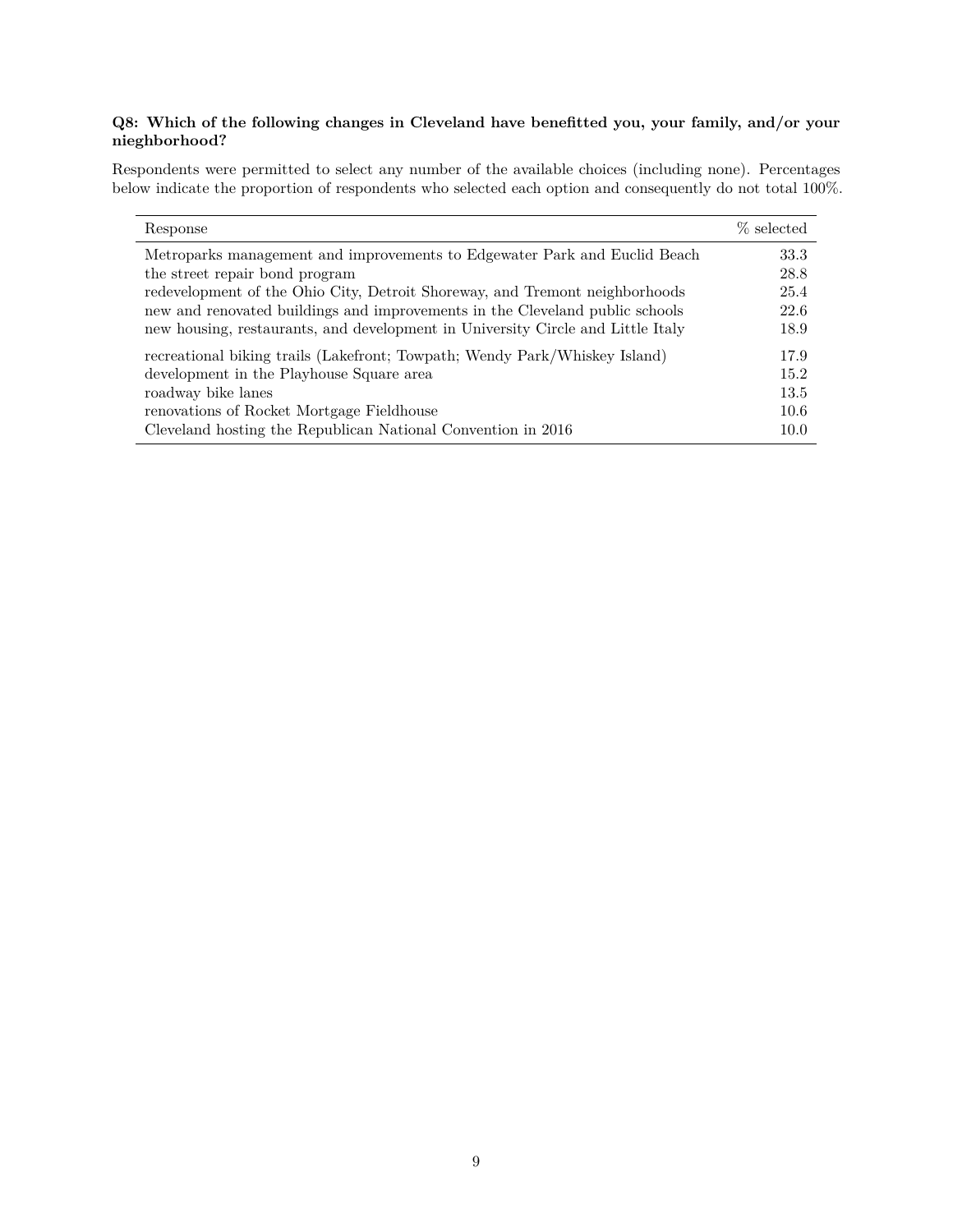**Q8: Which of the following changes in Cleveland have benefitted you, your family, and/or your nieghborhood?**

Respondents were permitted to select any number of the available choices (including none). Percentages below indicate the proportion of respondents who selected each option and consequently do not total 100%.

| Response | % selected |
|---|---|
| Metroparks management and improvements to Edgewater Park and Euclid Beach | 33.3 |
| the street repair bond program | 28.8 |
| redevelopment of the Ohio City, Detroit Shoreway, and Tremont neighborhoods | 25.4 |
| new and renovated buildings and improvements in the Cleveland public schools | 22.6 |
| new housing, restaurants, and development in University Circle and Little Italy | 18.9 |
| recreational biking trails (Lakefront; Towpath; Wendy Park/Whiskey Island) | 17.9 |
| development in the Playhouse Square area | 15.2 |
| roadway bike lanes | 13.5 |
| renovations of Rocket Mortgage Fieldhouse | 10.6 |
| Cleveland hosting the Republican National Convention in 2016 | 10.0 |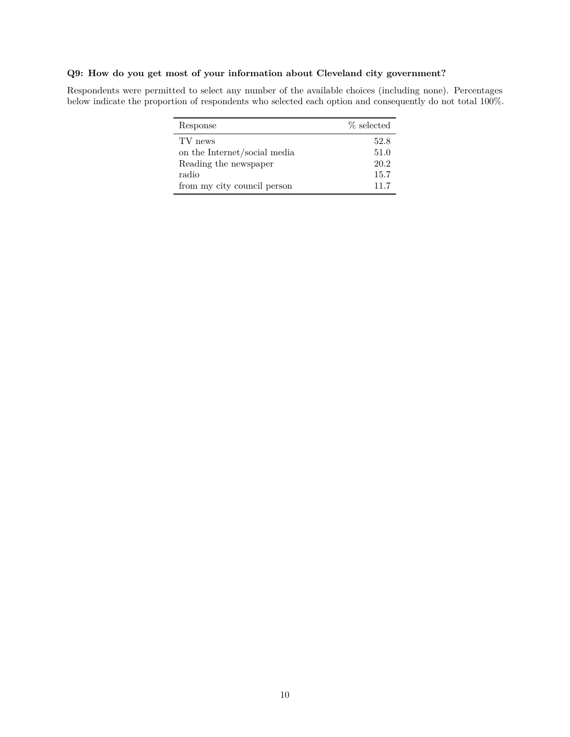### Q9: How do you get most of your information about Cleveland city government?

Respondents were permitted to select any number of the available choices (including none). Percentages below indicate the proportion of respondents who selected each option and consequently do not total 100%.

| Response | % selected |
|---|---|
| TV news | 52.8 |
| on the Internet/social media | 51.0 |
| Reading the newspaper | 20.2 |
| radio | 15.7 |
| from my city council person | 11.7 |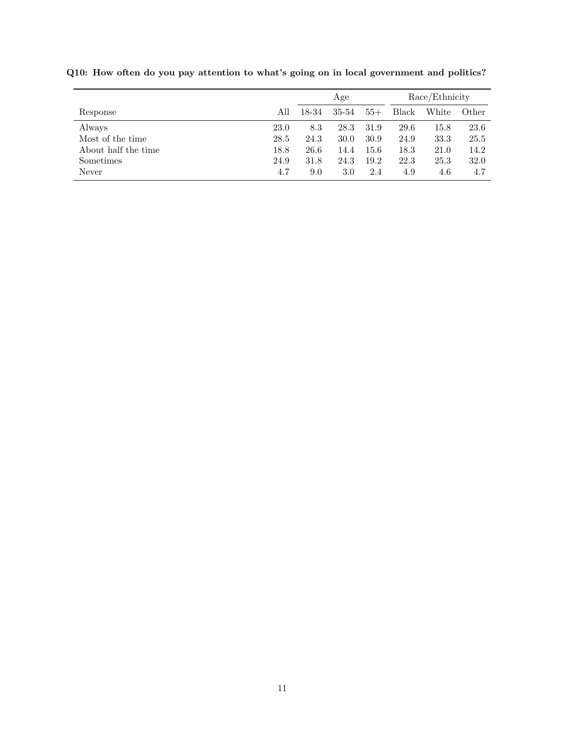**Q10: How often do you pay attention to what's going on in local government and politics?**

| | | Age | | | Race/Ethnicity | | |
|---|---|---|---|---|---|---|---|
| Response | All | 18-34 | 35-54 | 55+ | Black | White | Other |
| Always | 23.0 | 8.3 | 28.3 | 31.9 | 29.6 | 15.8 | 23.6 |
| Most of the time | 28.5 | 24.3 | 30.0 | 30.9 | 24.9 | 33.3 | 25.5 |
| About half the time | 18.8 | 26.6 | 14.4 | 15.6 | 18.3 | 21.0 | 14.2 |
| Sometimes | 24.9 | 31.8 | 24.3 | 19.2 | 22.3 | 25.3 | 32.0 |
| Never | 4.7 | 9.0 | 3.0 | 2.4 | 4.9 | 4.6 | 4.7 |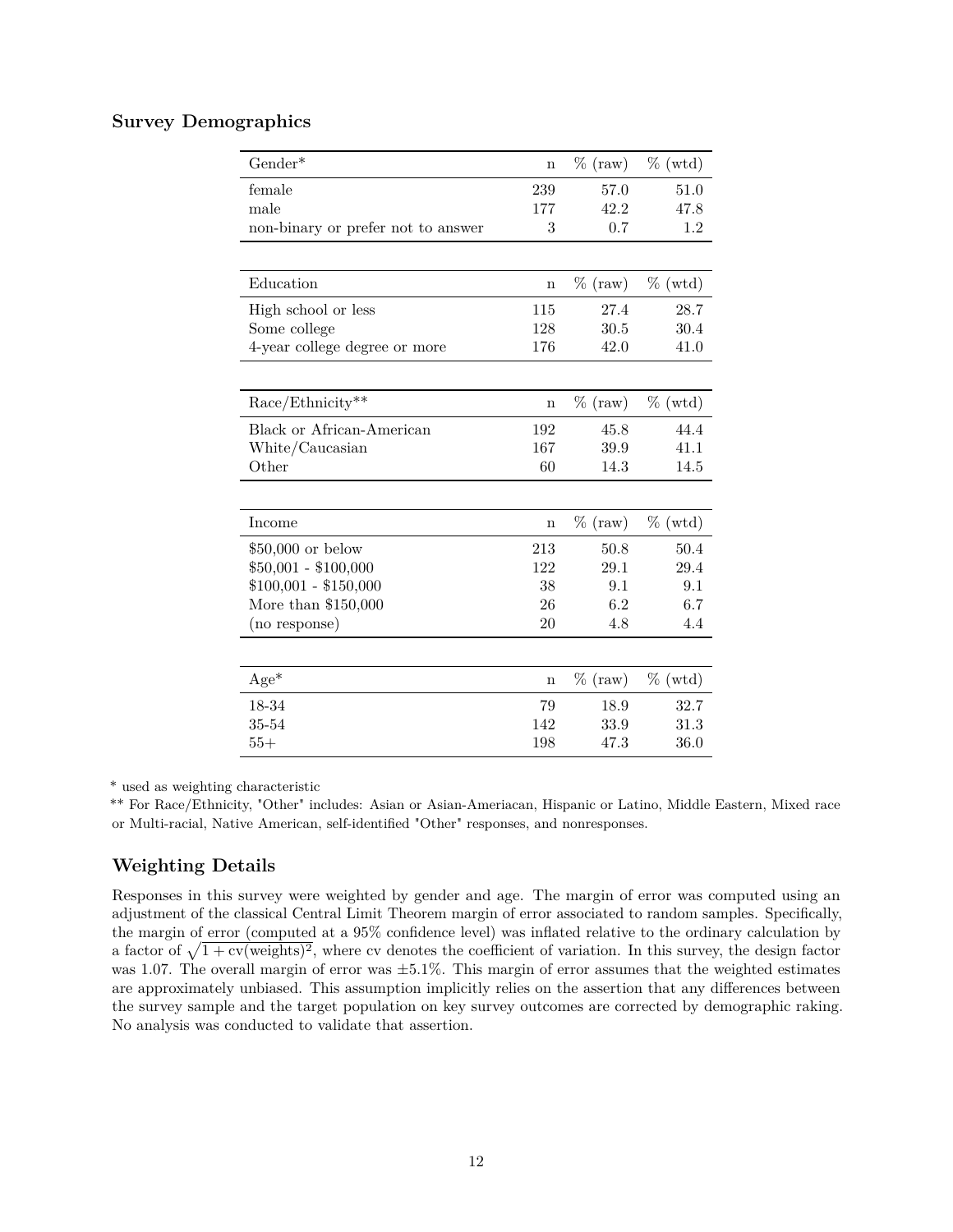## Survey Demographics

| Gender* | n | % (raw) | % (wtd) |
|---|---|---|---|
| female | 239 | 57.0 | 51.0 |
| male | 177 | 42.2 | 47.8 |
| non-binary or prefer not to answer | 3 | 0.7 | 1.2 |

| Education | n | % (raw) | % (wtd) |
|---|---|---|---|
| High school or less | 115 | 27.4 | 28.7 |
| Some college | 128 | 30.5 | 30.4 |
| 4-year college degree or more | 176 | 42.0 | 41.0 |

| Race/Ethnicity** | n | % (raw) | % (wtd) |
|---|---|---|---|
| Black or African-American | 192 | 45.8 | 44.4 |
| White/Caucasian | 167 | 39.9 | 41.1 |
| Other | 60 | 14.3 | 14.5 |

| Income | n | % (raw) | % (wtd) |
|---|---|---|---|
| $50,000 or below | 213 | 50.8 | 50.4 |
| $50,001 - $100,000 | 122 | 29.1 | 29.4 |
| $100,001 - $150,000 | 38 | 9.1 | 9.1 |
| More than $150,000 | 26 | 6.2 | 6.7 |
| (no response) | 20 | 4.8 | 4.4 |

| Age* | n | % (raw) | % (wtd) |
|---|---|---|---|
| 18-34 | 79 | 18.9 | 32.7 |
| 35-54 | 142 | 33.9 | 31.3 |
| 55+ | 198 | 47.3 | 36.0 |

* used as weighting characteristic

** For Race/Ethnicity, "Other" includes: Asian or Asian-Ameriacan, Hispanic or Latino, Middle Eastern, Mixed race or Multi-racial, Native American, self-identified "Other" responses, and nonresponses.

## Weighting Details

Responses in this survey were weighted by gender and age. The margin of error was computed using an adjustment of the classical Central Limit Theorem margin of error associated to random samples. Specifically, the margin of error (computed at a 95% confidence level) was inflated relative to the ordinary calculation by a factor of $\sqrt{1 + \text{cv(weights)}^2}$, where cv denotes the coefficient of variation. In this survey, the design factor was 1.07. The overall margin of error was $\pm 5.1\%$. This margin of error assumes that the weighted estimates are approximately unbiased. This assumption implicitly relies on the assertion that any differences between the survey sample and the target population on key survey outcomes are corrected by demographic raking. No analysis was conducted to validate that assertion.